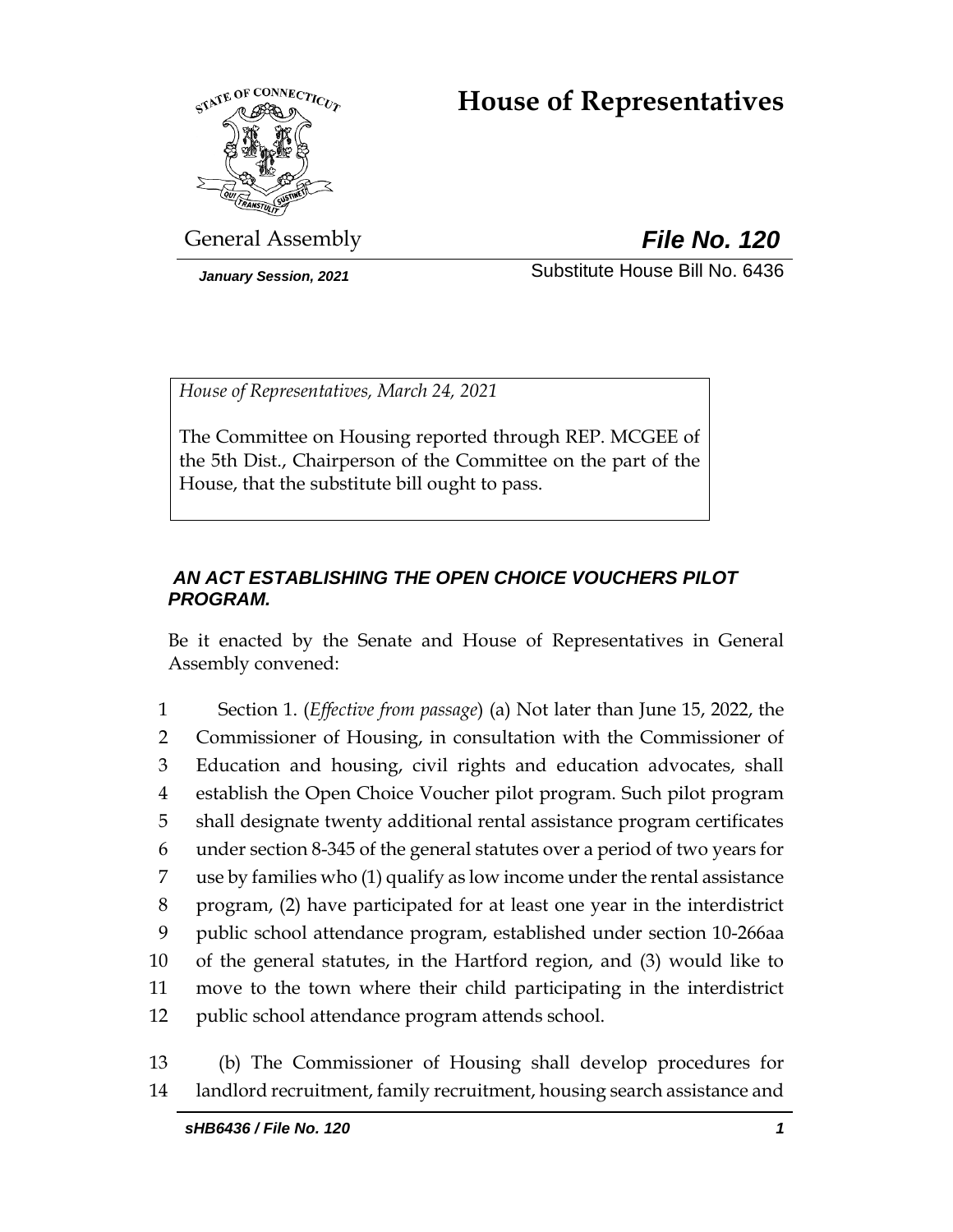# House of Representatives

General Assembly

***File No. 120***

*January Session, 2021*

Substitute House Bill No. 6436

*House of Representatives, March 24, 2021*

The Committee on Housing reported through REP. MCGEE of the 5th Dist., Chairperson of the Committee on the part of the House, that the substitute bill ought to pass.

***AN ACT ESTABLISHING THE OPEN CHOICE VOUCHERS PILOT PROGRAM.***

Be it enacted by the Senate and House of Representatives in General Assembly convened:

1 Section 1. (*Effective from passage*) (a) Not later than June 15, 2022, the
2 Commissioner of Housing, in consultation with the Commissioner of
3 Education and housing, civil rights and education advocates, shall
4 establish the Open Choice Voucher pilot program. Such pilot program
5 shall designate twenty additional rental assistance program certificates
6 under section 8-345 of the general statutes over a period of two years for
7 use by families who (1) qualify as low income under the rental assistance
8 program, (2) have participated for at least one year in the interdistrict
9 public school attendance program, established under section 10-266aa
10 of the general statutes, in the Hartford region, and (3) would like to
11 move to the town where their child participating in the interdistrict
12 public school attendance program attends school.

13 (b) The Commissioner of Housing shall develop procedures for
14 landlord recruitment, family recruitment, housing search assistance and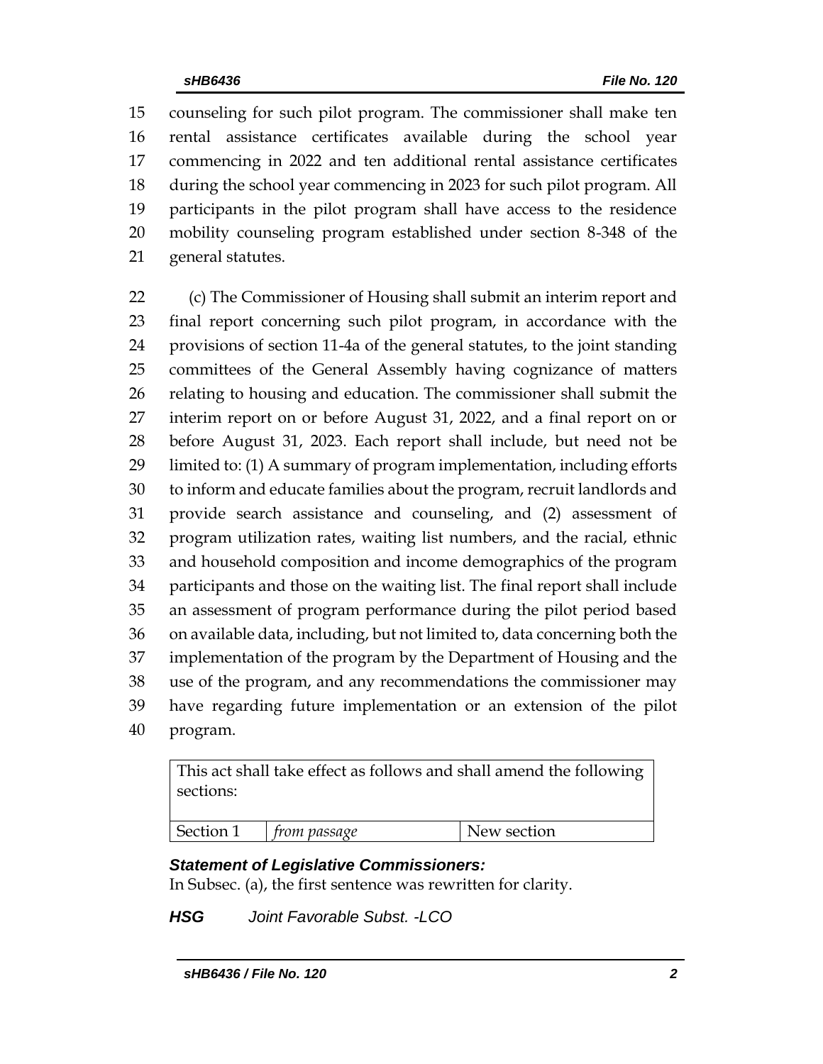counseling for such pilot program. The commissioner shall make ten rental assistance certificates available during the school year commencing in 2022 and ten additional rental assistance certificates during the school year commencing in 2023 for such pilot program. All participants in the pilot program shall have access to the residence mobility counseling program established under section 8-348 of the general statutes.

(c) The Commissioner of Housing shall submit an interim report and final report concerning such pilot program, in accordance with the provisions of section 11-4a of the general statutes, to the joint standing committees of the General Assembly having cognizance of matters relating to housing and education. The commissioner shall submit the interim report on or before August 31, 2022, and a final report on or before August 31, 2023. Each report shall include, but need not be limited to: (1) A summary of program implementation, including efforts to inform and educate families about the program, recruit landlords and provide search assistance and counseling, and (2) assessment of program utilization rates, waiting list numbers, and the racial, ethnic and household composition and income demographics of the program participants and those on the waiting list. The final report shall include an assessment of program performance during the pilot period based on available data, including, but not limited to, data concerning both the implementation of the program by the Department of Housing and the use of the program, and any recommendations the commissioner may have regarding future implementation or an extension of the pilot program.

| This act shall take effect as follows and shall amend the following sections: | | |
|---|---|---|
| Section 1 | *from passage* | New section |

***Statement of Legislative Commissioners:***

In Subsec. (a), the first sentence was rewritten for clarity.

***HSG*** *Joint Favorable Subst. -LCO*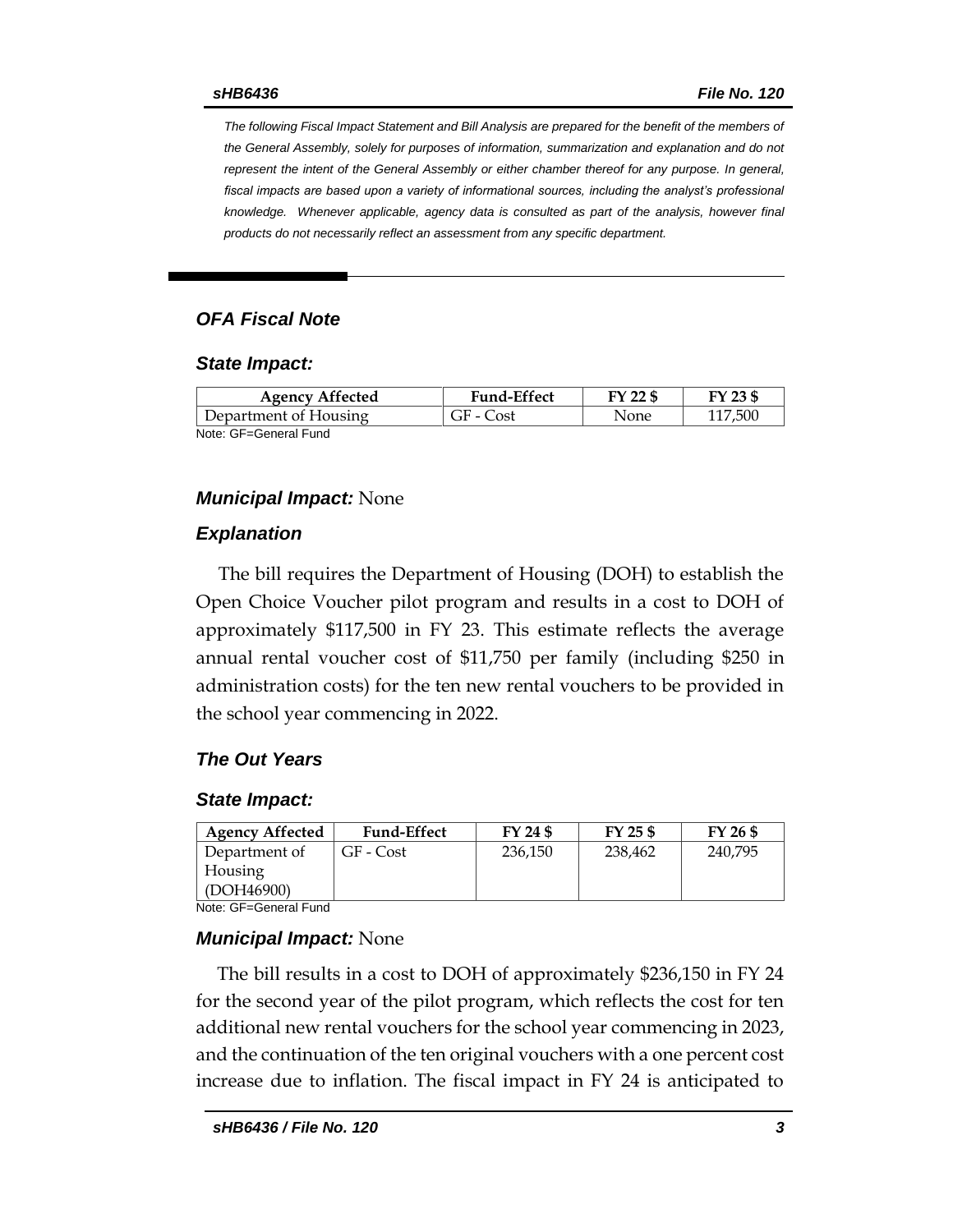*The following Fiscal Impact Statement and Bill Analysis are prepared for the benefit of the members of the General Assembly, solely for purposes of information, summarization and explanation and do not represent the intent of the General Assembly or either chamber thereof for any purpose. In general, fiscal impacts are based upon a variety of informational sources, including the analyst's professional knowledge. Whenever applicable, agency data is consulted as part of the analysis, however final products do not necessarily reflect an assessment from any specific department.*

## *OFA Fiscal Note*

### *State Impact:*

| Agency Affected | Fund-Effect | FY 22 $ | FY 23 $ |
|---|---|---|---|
| Department of Housing | GF - Cost | None | 117,500 |

Note: GF=General Fund

### *Municipal Impact:* None

### *Explanation*

The bill requires the Department of Housing (DOH) to establish the Open Choice Voucher pilot program and results in a cost to DOH of approximately $117,500 in FY 23. This estimate reflects the average annual rental voucher cost of $11,750 per family (including $250 in administration costs) for the ten new rental vouchers to be provided in the school year commencing in 2022.

### *The Out Years*

### *State Impact:*

| Agency Affected | Fund-Effect | FY 24 $ | FY 25 $ | FY 26 $ |
|---|---|---|---|---|
| Department of Housing (DOH46900) | GF - Cost | 236,150 | 238,462 | 240,795 |

Note: GF=General Fund

### *Municipal Impact:* None

The bill results in a cost to DOH of approximately $236,150 in FY 24 for the second year of the pilot program, which reflects the cost for ten additional new rental vouchers for the school year commencing in 2023, and the continuation of the ten original vouchers with a one percent cost increase due to inflation. The fiscal impact in FY 24 is anticipated to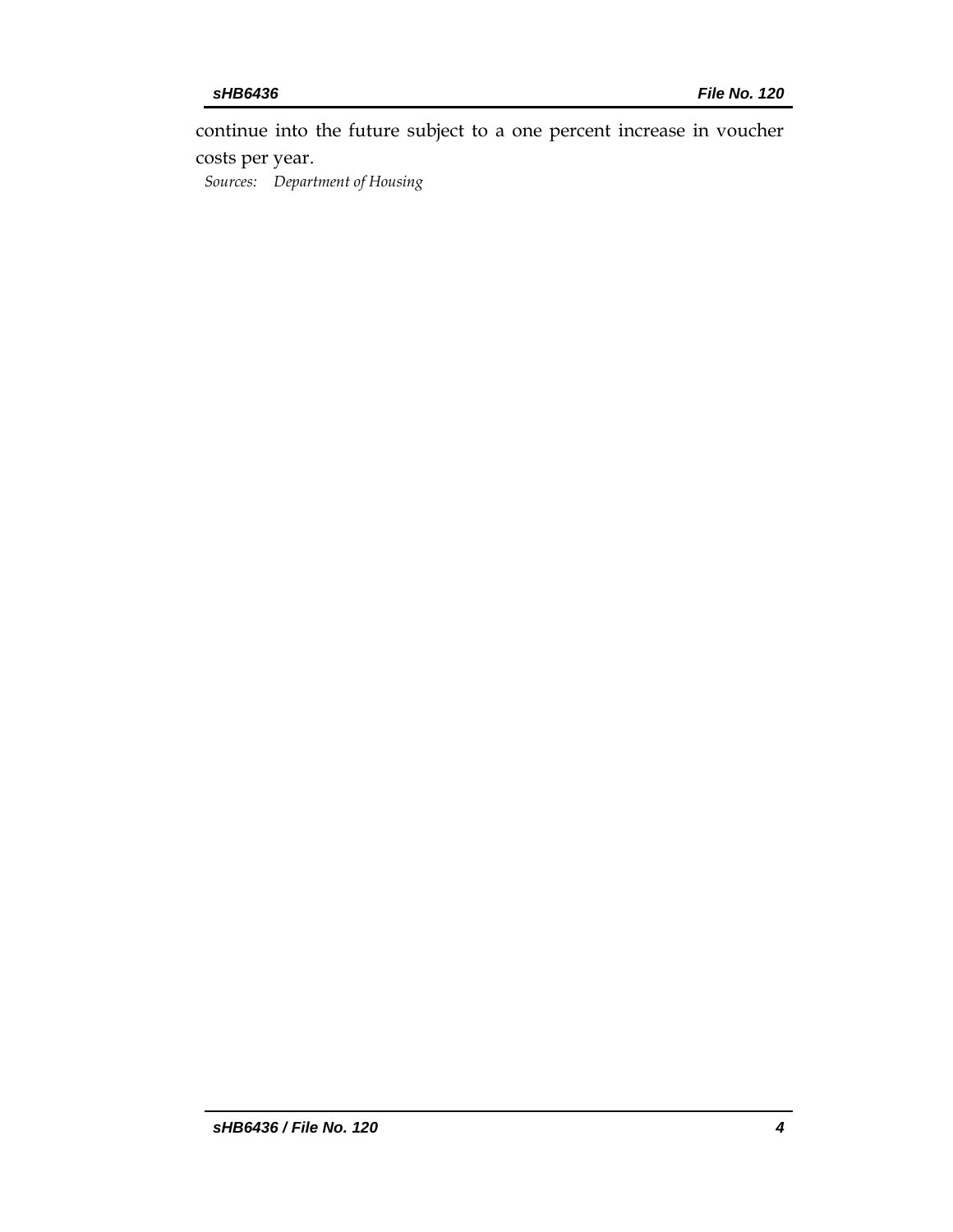continue into the future subject to a one percent increase in voucher costs per year.

*Sources: Department of Housing*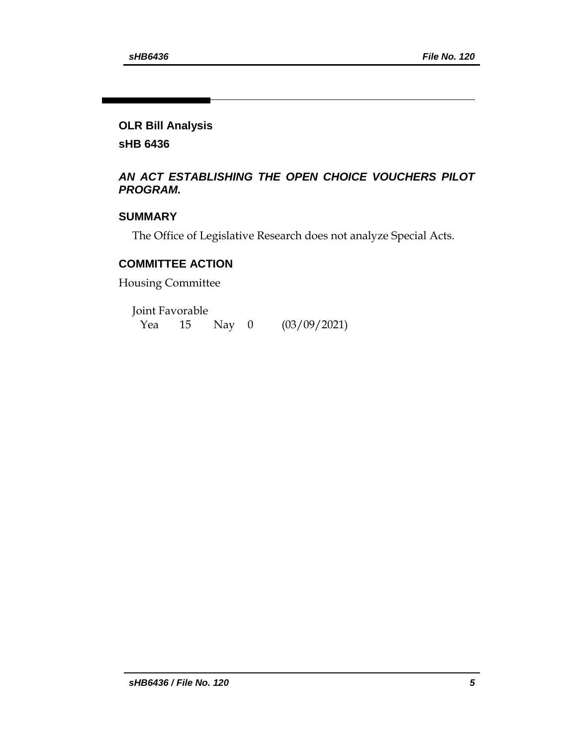## OLR Bill Analysis

## sHB 6436

### *AN ACT ESTABLISHING THE OPEN CHOICE VOUCHERS PILOT PROGRAM.*

### SUMMARY

The Office of Legislative Research does not analyze Special Acts.

### COMMITTEE ACTION

Housing Committee

| | | | | |
|---|---|---|---|---|
| Joint Favorable | | | | |
| Yea | 15 | Nay | 0 | (03/09/2021) |